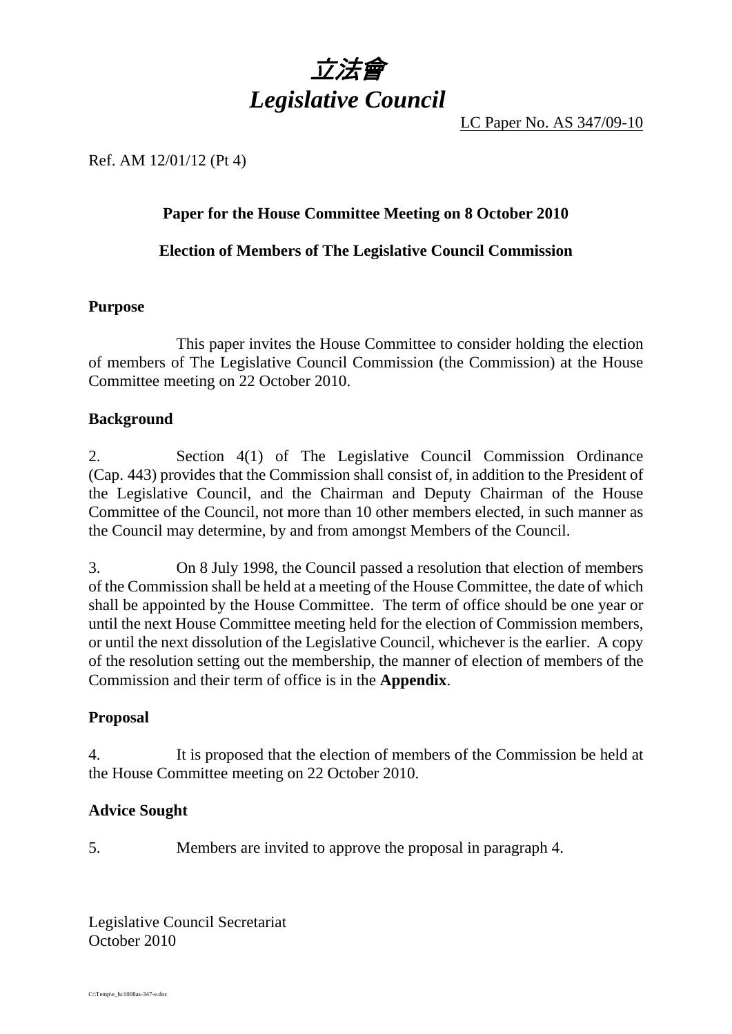# 立法會
# *Legislative Council*

LC Paper No. AS 347/09-10

Ref. AM 12/01/12 (Pt 4)

**Paper for the House Committee Meeting on 8 October 2010**

**Election of Members of The Legislative Council Commission**

## Purpose

This paper invites the House Committee to consider holding the election of members of The Legislative Council Commission (the Commission) at the House Committee meeting on 22 October 2010.

## Background

2. Section 4(1) of The Legislative Council Commission Ordinance (Cap. 443) provides that the Commission shall consist of, in addition to the President of the Legislative Council, and the Chairman and Deputy Chairman of the House Committee of the Council, not more than 10 other members elected, in such manner as the Council may determine, by and from amongst Members of the Council.

3. On 8 July 1998, the Council passed a resolution that election of members of the Commission shall be held at a meeting of the House Committee, the date of which shall be appointed by the House Committee. The term of office should be one year or until the next House Committee meeting held for the election of Commission members, or until the next dissolution of the Legislative Council, whichever is the earlier. A copy of the resolution setting out the membership, the manner of election of members of the Commission and their term of office is in the **Appendix**.

## Proposal

4. It is proposed that the election of members of the Commission be held at the House Committee meeting on 22 October 2010.

## Advice Sought

5. Members are invited to approve the proposal in paragraph 4.

Legislative Council Secretariat
October 2010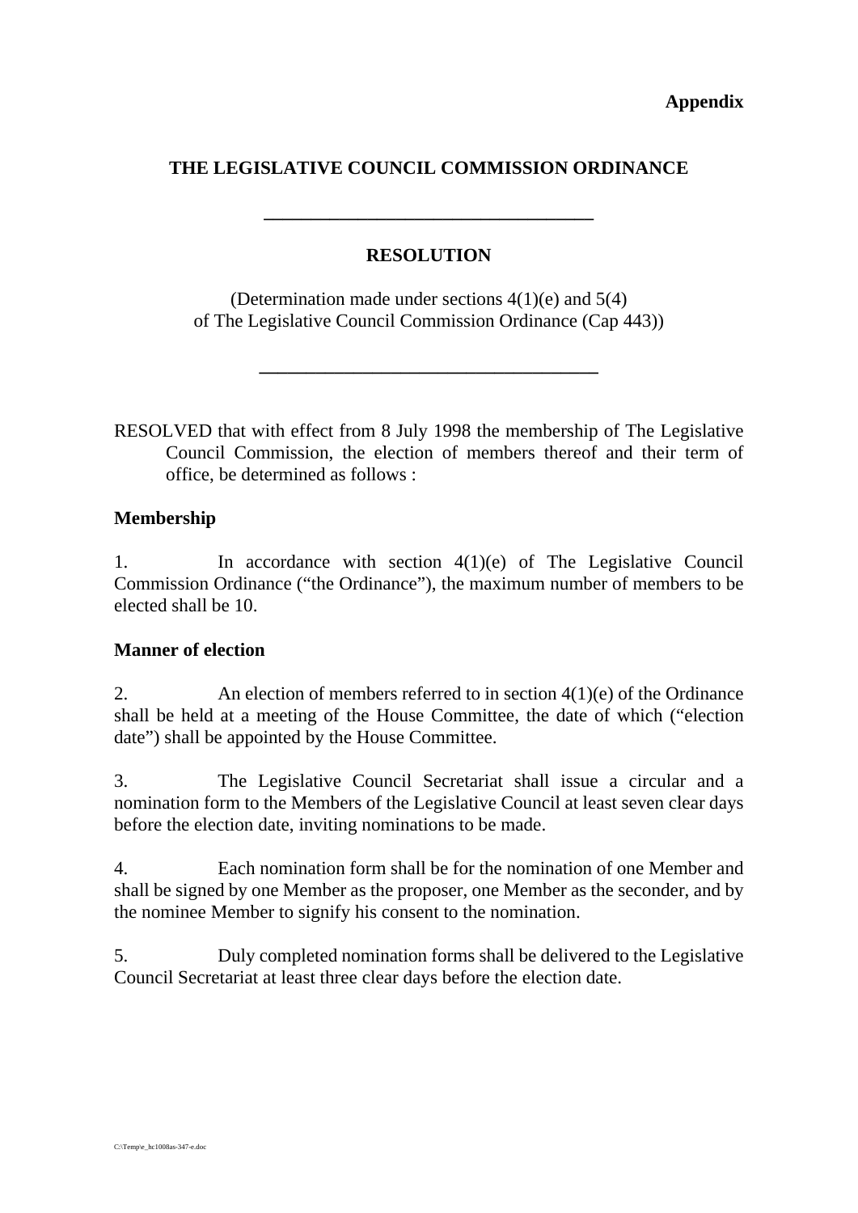**Appendix**

# THE LEGISLATIVE COUNCIL COMMISSION ORDINANCE

---

## RESOLUTION

(Determination made under sections 4(1)(e) and 5(4) of The Legislative Council Commission Ordinance (Cap 443))

---

RESOLVED that with effect from 8 July 1998 the membership of The Legislative Council Commission, the election of members thereof and their term of office, be determined as follows :

**Membership**

1. In accordance with section 4(1)(e) of The Legislative Council Commission Ordinance ("the Ordinance"), the maximum number of members to be elected shall be 10.

**Manner of election**

2. An election of members referred to in section 4(1)(e) of the Ordinance shall be held at a meeting of the House Committee, the date of which ("election date") shall be appointed by the House Committee.

3. The Legislative Council Secretariat shall issue a circular and a nomination form to the Members of the Legislative Council at least seven clear days before the election date, inviting nominations to be made.

4. Each nomination form shall be for the nomination of one Member and shall be signed by one Member as the proposer, one Member as the seconder, and by the nominee Member to signify his consent to the nomination.

5. Duly completed nomination forms shall be delivered to the Legislative Council Secretariat at least three clear days before the election date.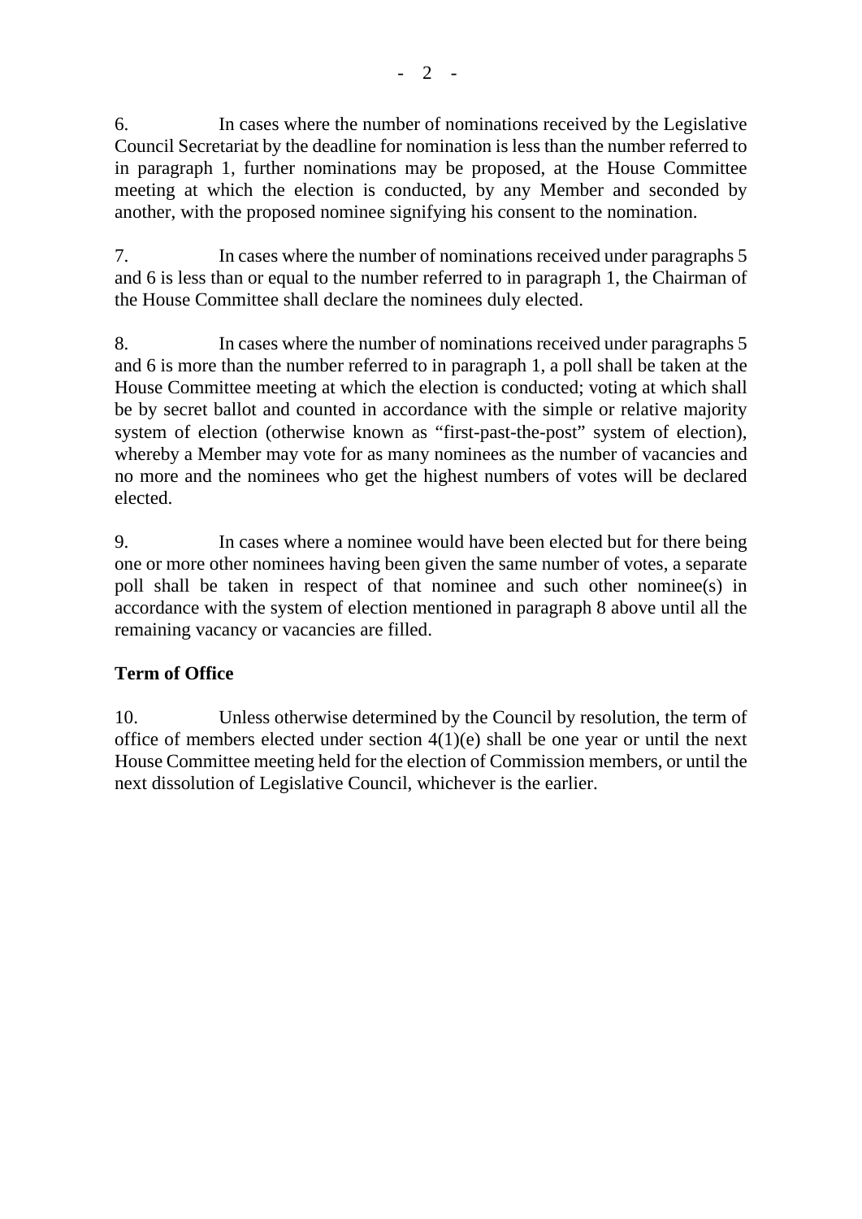6. In cases where the number of nominations received by the Legislative Council Secretariat by the deadline for nomination is less than the number referred to in paragraph 1, further nominations may be proposed, at the House Committee meeting at which the election is conducted, by any Member and seconded by another, with the proposed nominee signifying his consent to the nomination.

7. In cases where the number of nominations received under paragraphs 5 and 6 is less than or equal to the number referred to in paragraph 1, the Chairman of the House Committee shall declare the nominees duly elected.

8. In cases where the number of nominations received under paragraphs 5 and 6 is more than the number referred to in paragraph 1, a poll shall be taken at the House Committee meeting at which the election is conducted; voting at which shall be by secret ballot and counted in accordance with the simple or relative majority system of election (otherwise known as "first-past-the-post" system of election), whereby a Member may vote for as many nominees as the number of vacancies and no more and the nominees who get the highest numbers of votes will be declared elected.

9. In cases where a nominee would have been elected but for there being one or more other nominees having been given the same number of votes, a separate poll shall be taken in respect of that nominee and such other nominee(s) in accordance with the system of election mentioned in paragraph 8 above until all the remaining vacancy or vacancies are filled.

**Term of Office**

10. Unless otherwise determined by the Council by resolution, the term of office of members elected under section 4(1)(e) shall be one year or until the next House Committee meeting held for the election of Commission members, or until the next dissolution of Legislative Council, whichever is the earlier.